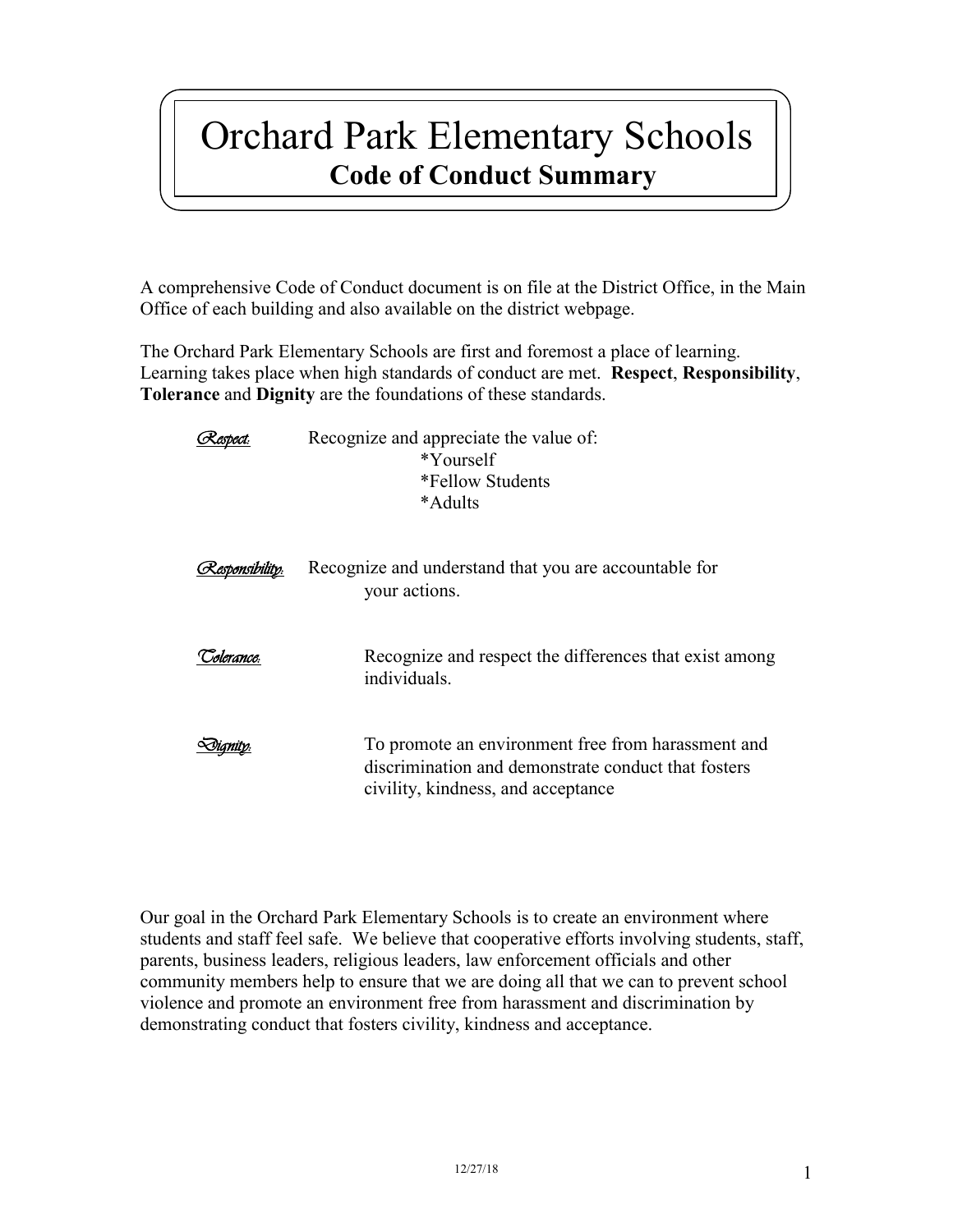# Orchard Park Elementary Schools

## Code of Conduct Summary

A comprehensive Code of Conduct document is on file at the District Office, in the Main Office of each building and also available on the district webpage.

The Orchard Park Elementary Schools are first and foremost a place of learning. Learning takes place when high standards of conduct are met. **Respect**, **Responsibility**, **Tolerance** and **Dignity** are the foundations of these standards.

*Respect:* Recognize and appreciate the value of:

*Yourself
*Fellow Students
*Adults

*Responsibility:* Recognize and understand that you are accountable for your actions.

*Tolerance:* Recognize and respect the differences that exist among individuals.

*Dignity:* To promote an environment free from harassment and discrimination and demonstrate conduct that fosters civility, kindness, and acceptance

Our goal in the Orchard Park Elementary Schools is to create an environment where students and staff feel safe. We believe that cooperative efforts involving students, staff, parents, business leaders, religious leaders, law enforcement officials and other community members help to ensure that we are doing all that we can to prevent school violence and promote an environment free from harassment and discrimination by demonstrating conduct that fosters civility, kindness and acceptance.

12/27/18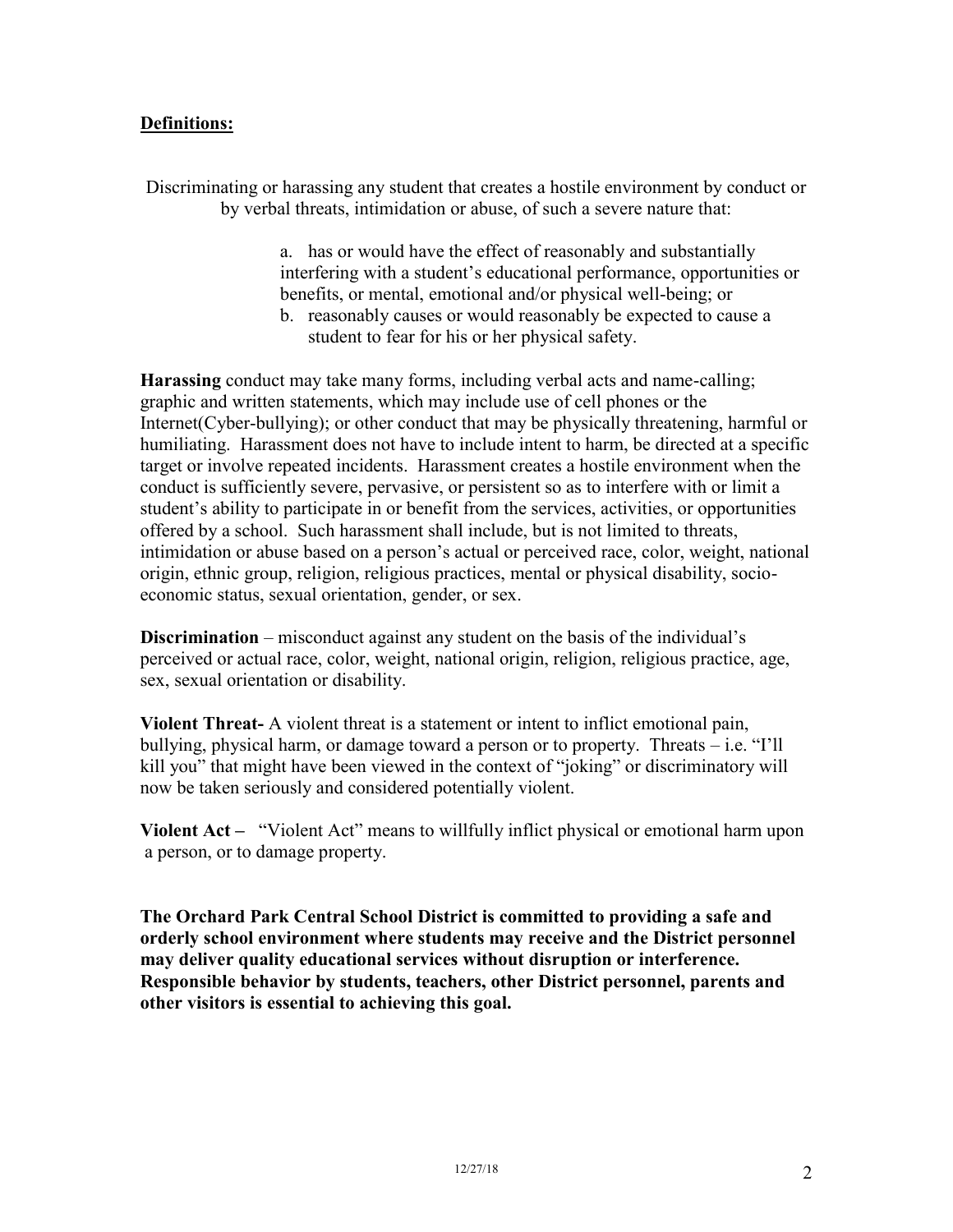**Definitions:**

Discriminating or harassing any student that creates a hostile environment by conduct or by verbal threats, intimidation or abuse, of such a severe nature that:

a. has or would have the effect of reasonably and substantially interfering with a student's educational performance, opportunities or benefits, or mental, emotional and/or physical well-being; or
b. reasonably causes or would reasonably be expected to cause a student to fear for his or her physical safety.

**Harassing** conduct may take many forms, including verbal acts and name-calling; graphic and written statements, which may include use of cell phones or the Internet(Cyber-bullying); or other conduct that may be physically threatening, harmful or humiliating. Harassment does not have to include intent to harm, be directed at a specific target or involve repeated incidents. Harassment creates a hostile environment when the conduct is sufficiently severe, pervasive, or persistent so as to interfere with or limit a student's ability to participate in or benefit from the services, activities, or opportunities offered by a school. Such harassment shall include, but is not limited to threats, intimidation or abuse based on a person's actual or perceived race, color, weight, national origin, ethnic group, religion, religious practices, mental or physical disability, socio-economic status, sexual orientation, gender, or sex.

**Discrimination** – misconduct against any student on the basis of the individual's perceived or actual race, color, weight, national origin, religion, religious practice, age, sex, sexual orientation or disability.

**Violent Threat-** A violent threat is a statement or intent to inflict emotional pain, bullying, physical harm, or damage toward a person or to property. Threats – i.e. "I'll kill you" that might have been viewed in the context of "joking" or discriminatory will now be taken seriously and considered potentially violent.

**Violent Act –** "Violent Act" means to willfully inflict physical or emotional harm upon a person, or to damage property.

**The Orchard Park Central School District is committed to providing a safe and orderly school environment where students may receive and the District personnel may deliver quality educational services without disruption or interference. Responsible behavior by students, teachers, other District personnel, parents and other visitors is essential to achieving this goal.**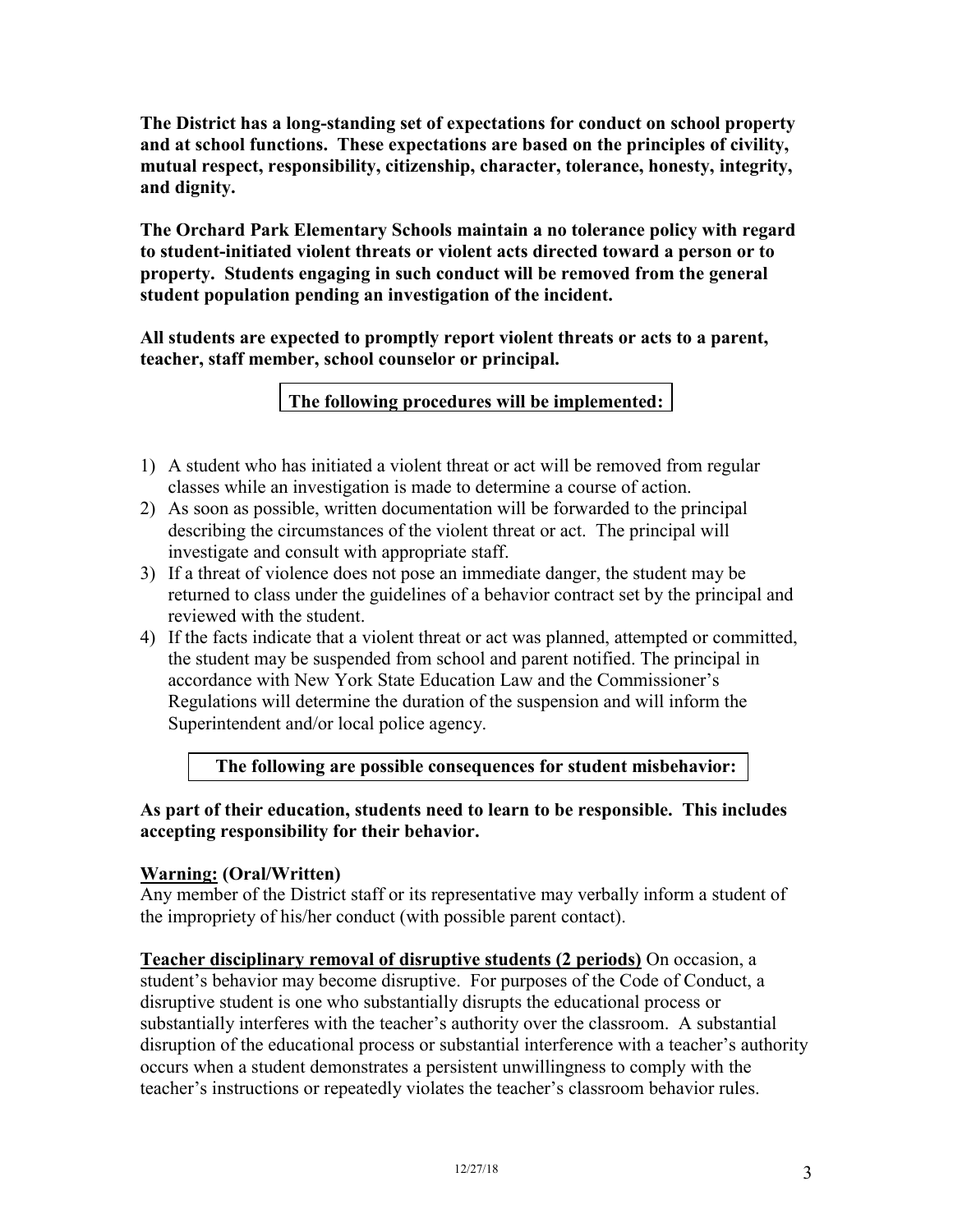**The District has a long-standing set of expectations for conduct on school property and at school functions. These expectations are based on the principles of civility, mutual respect, responsibility, citizenship, character, tolerance, honesty, integrity, and dignity.**

**The Orchard Park Elementary Schools maintain a no tolerance policy with regard to student-initiated violent threats or violent acts directed toward a person or to property. Students engaging in such conduct will be removed from the general student population pending an investigation of the incident.**

**All students are expected to promptly report violent threats or acts to a parent, teacher, staff member, school counselor or principal.**

**<u>The following procedures will be implemented:</u>**

1) A student who has initiated a violent threat or act will be removed from regular classes while an investigation is made to determine a course of action.
2) As soon as possible, written documentation will be forwarded to the principal describing the circumstances of the violent threat or act. The principal will investigate and consult with appropriate staff.
3) If a threat of violence does not pose an immediate danger, the student may be returned to class under the guidelines of a behavior contract set by the principal and reviewed with the student.
4) If the facts indicate that a violent threat or act was planned, attempted or committed, the student may be suspended from school and parent notified. The principal in accordance with New York State Education Law and the Commissioner's Regulations will determine the duration of the suspension and will inform the Superintendent and/or local police agency.

**The following are possible consequences for student misbehavior:**

**As part of their education, students need to learn to be responsible. This includes accepting responsibility for their behavior.**

**<u>Warning:</u> (Oral/Written)**
Any member of the District staff or its representative may verbally inform a student of the impropriety of his/her conduct (with possible parent contact).

**<u>Teacher disciplinary removal of disruptive students (2 periods)</u>** On occasion, a student's behavior may become disruptive. For purposes of the Code of Conduct, a disruptive student is one who substantially disrupts the educational process or substantially interferes with the teacher's authority over the classroom. A substantial disruption of the educational process or substantial interference with a teacher's authority occurs when a student demonstrates a persistent unwillingness to comply with the teacher's instructions or repeatedly violates the teacher's classroom behavior rules.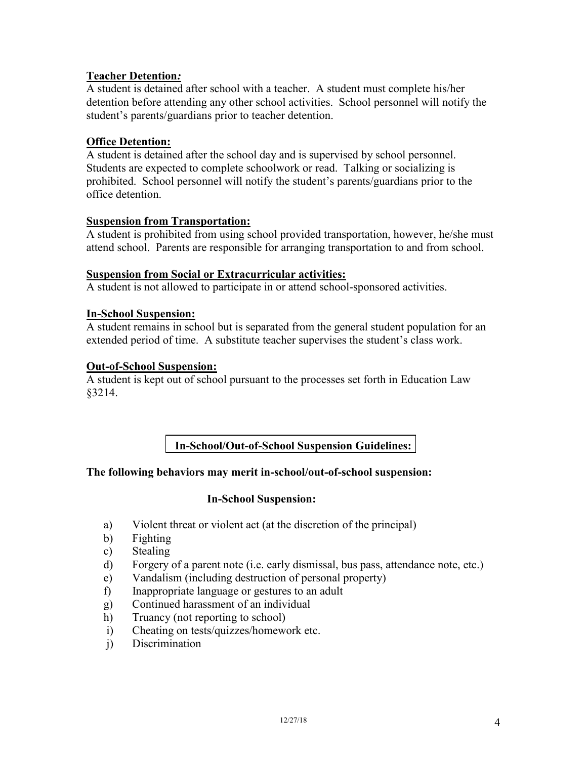**Teacher Detention:**

A student is detained after school with a teacher. A student must complete his/her detention before attending any other school activities. School personnel will notify the student's parents/guardians prior to teacher detention.

**Office Detention:**

A student is detained after the school day and is supervised by school personnel. Students are expected to complete schoolwork or read. Talking or socializing is prohibited. School personnel will notify the student's parents/guardians prior to the office detention.

**Suspension from Transportation:**

A student is prohibited from using school provided transportation, however, he/she must attend school. Parents are responsible for arranging transportation to and from school.

**Suspension from Social or Extracurricular activities:**

A student is not allowed to participate in or attend school-sponsored activities.

**In-School Suspension:**

A student remains in school but is separated from the general student population for an extended period of time. A substitute teacher supervises the student's class work.

**Out-of-School Suspension:**

A student is kept out of school pursuant to the processes set forth in Education Law §3214.

**In-School/Out-of-School Suspension Guidelines:**

**The following behaviors may merit in-school/out-of-school suspension:**

**In-School Suspension:**

a) Violent threat or violent act (at the discretion of the principal)
b) Fighting
c) Stealing
d) Forgery of a parent note (i.e. early dismissal, bus pass, attendance note, etc.)
e) Vandalism (including destruction of personal property)
f) Inappropriate language or gestures to an adult
g) Continued harassment of an individual
h) Truancy (not reporting to school)
i) Cheating on tests/quizzes/homework etc.
j) Discrimination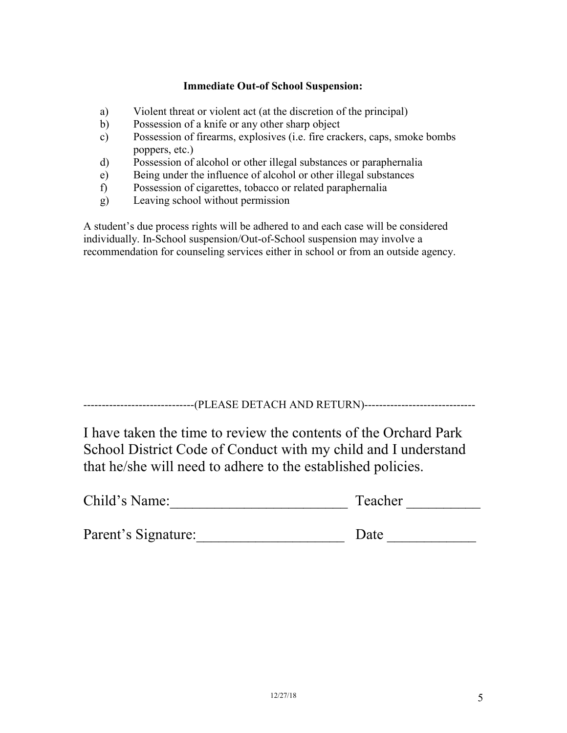**Immediate Out-of School Suspension:**

a) Violent threat or violent act (at the discretion of the principal)
b) Possession of a knife or any other sharp object
c) Possession of firearms, explosives (i.e. fire crackers, caps, smoke bombs poppers, etc.)
d) Possession of alcohol or other illegal substances or paraphernalia
e) Being under the influence of alcohol or other illegal substances
f) Possession of cigarettes, tobacco or related paraphernalia
g) Leaving school without permission

A student's due process rights will be adhered to and each case will be considered individually. In-School suspension/Out-of-School suspension may involve a recommendation for counseling services either in school or from an outside agency.

------------------------------(PLEASE DETACH AND RETURN)------------------------------

I have taken the time to review the contents of the Orchard Park School District Code of Conduct with my child and I understand that he/she will need to adhere to the established policies.

Child's Name:________________________ Teacher __________

Parent's Signature:____________________ Date ____________

12/27/18